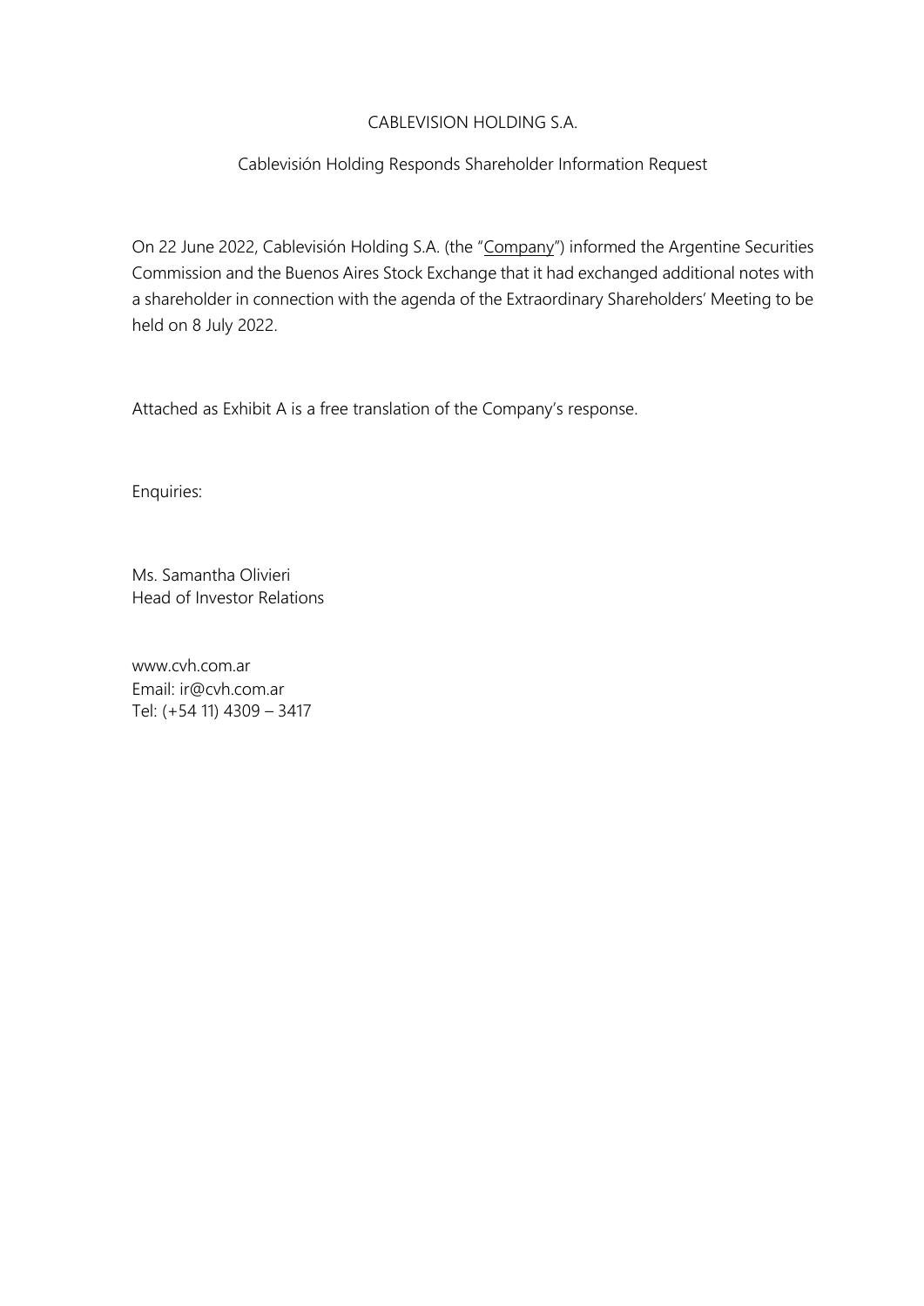# CABLEVISION HOLDING S.A.

## Cablevisión Holding Responds Shareholder Information Request

On 22 June 2022, Cablevisión Holding S.A. (the "Company") informed the Argentine Securities Commission and the Buenos Aires Stock Exchange that it had exchanged additional notes with a shareholder in connection with the agenda of the Extraordinary Shareholders' Meeting to be held on 8 July 2022.

Attached as Exhibit A is a free translation of the Company's response.

Enquiries:

Ms. Samantha Olivieri
Head of Investor Relations

www.cvh.com.ar
Email: ir@cvh.com.ar
Tel: (+54 11) 4309 – 3417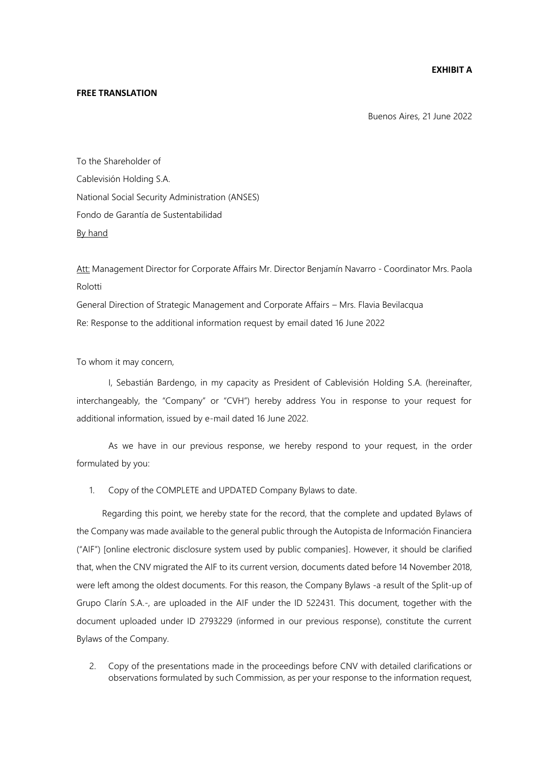**EXHIBIT A**

**FREE TRANSLATION**

Buenos Aires, 21 June 2022

To the Shareholder of
Cablevisión Holding S.A.
National Social Security Administration (ANSES)
Fondo de Garantía de Sustentabilidad
By hand

Att: Management Director for Corporate Affairs Mr. Director Benjamín Navarro - Coordinator Mrs. Paola Rolotti
General Direction of Strategic Management and Corporate Affairs – Mrs. Flavia Bevilacqua
Re: Response to the additional information request by email dated 16 June 2022

To whom it may concern,

I, Sebastián Bardengo, in my capacity as President of Cablevisión Holding S.A. (hereinafter, interchangeably, the "Company" or "CVH") hereby address You in response to your request for additional information, issued by e-mail dated 16 June 2022.

As we have in our previous response, we hereby respond to your request, in the order formulated by you:

1. Copy of the COMPLETE and UPDATED Company Bylaws to date.

Regarding this point, we hereby state for the record, that the complete and updated Bylaws of the Company was made available to the general public through the Autopista de Información Financiera ("AIF") [online electronic disclosure system used by public companies]. However, it should be clarified that, when the CNV migrated the AIF to its current version, documents dated before 14 November 2018, were left among the oldest documents. For this reason, the Company Bylaws -a result of the Split-up of Grupo Clarín S.A.-, are uploaded in the AIF under the ID 522431. This document, together with the document uploaded under ID 2793229 (informed in our previous response), constitute the current Bylaws of the Company.

2. Copy of the presentations made in the proceedings before CNV with detailed clarifications or observations formulated by such Commission, as per your response to the information request,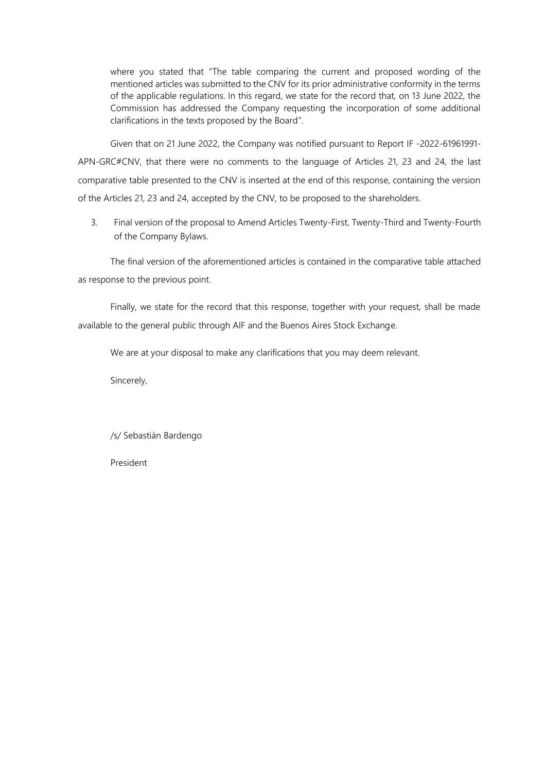> where you stated that "The table comparing the current and proposed wording of the mentioned articles was submitted to the CNV for its prior administrative conformity in the terms of the applicable regulations. In this regard, we state for the record that, on 13 June 2022, the Commission has addressed the Company requesting the incorporation of some additional clarifications in the texts proposed by the Board".

Given that on 21 June 2022, the Company was notified pursuant to Report IF -2022-61961991-APN-GRC#CNV, that there were no comments to the language of Articles 21, 23 and 24, the last comparative table presented to the CNV is inserted at the end of this response, containing the version of the Articles 21, 23 and 24, accepted by the CNV, to be proposed to the shareholders.

3. Final version of the proposal to Amend Articles Twenty-First, Twenty-Third and Twenty-Fourth of the Company Bylaws.

The final version of the aforementioned articles is contained in the comparative table attached as response to the previous point.

Finally, we state for the record that this response, together with your request, shall be made available to the general public through AIF and the Buenos Aires Stock Exchange.

We are at your disposal to make any clarifications that you may deem relevant.

Sincerely,

/s/ Sebastián Bardengo

President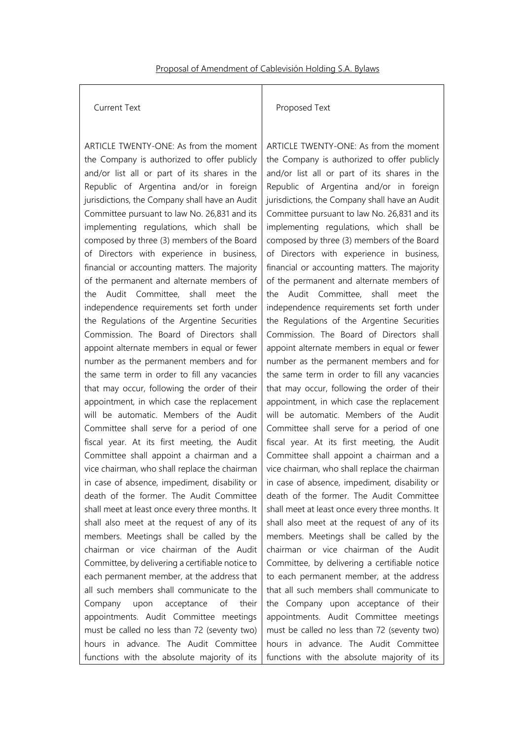Proposal of Amendment of Cablevisión Holding S.A. Bylaws

| Current Text | Proposed Text |
| --- | --- |
| ARTICLE TWENTY-ONE: As from the moment the Company is authorized to offer publicly and/or list all or part of its shares in the Republic of Argentina and/or in foreign jurisdictions, the Company shall have an Audit Committee pursuant to law No. 26,831 and its implementing regulations, which shall be composed by three (3) members of the Board of Directors with experience in business, financial or accounting matters. The majority of the permanent and alternate members of the Audit Committee, shall meet the independence requirements set forth under the Regulations of the Argentine Securities Commission. The Board of Directors shall appoint alternate members in equal or fewer number as the permanent members and for the same term in order to fill any vacancies that may occur, following the order of their appointment, in which case the replacement will be automatic. Members of the Audit Committee shall serve for a period of one fiscal year. At its first meeting, the Audit Committee shall appoint a chairman and a vice chairman, who shall replace the chairman in case of absence, impediment, disability or death of the former. The Audit Committee shall meet at least once every three months. It shall also meet at the request of any of its members. Meetings shall be called by the chairman or vice chairman of the Audit Committee, by delivering a certifiable notice to each permanent member, at the address that all such members shall communicate to the Company upon acceptance of their appointments. Audit Committee meetings must be called no less than 72 (seventy two) hours in advance. The Audit Committee functions with the absolute majority of its | ARTICLE TWENTY-ONE: As from the moment the Company is authorized to offer publicly and/or list all or part of its shares in the Republic of Argentina and/or in foreign jurisdictions, the Company shall have an Audit Committee pursuant to law No. 26,831 and its implementing regulations, which shall be composed by three (3) members of the Board of Directors with experience in business, financial or accounting matters. The majority of the permanent and alternate members of the Audit Committee, shall meet the independence requirements set forth under the Regulations of the Argentine Securities Commission. The Board of Directors shall appoint alternate members in equal or fewer number as the permanent members and for the same term in order to fill any vacancies that may occur, following the order of their appointment, in which case the replacement will be automatic. Members of the Audit Committee shall serve for a period of one fiscal year. At its first meeting, the Audit Committee shall appoint a chairman and a vice chairman, who shall replace the chairman in case of absence, impediment, disability or death of the former. The Audit Committee shall meet at least once every three months. It shall also meet at the request of any of its members. Meetings shall be called by the chairman or vice chairman of the Audit Committee, by delivering a certifiable notice to each permanent member, at the address that all such members shall communicate to the Company upon acceptance of their appointments. Audit Committee meetings must be called no less than 72 (seventy two) hours in advance. The Audit Committee functions with the absolute majority of its |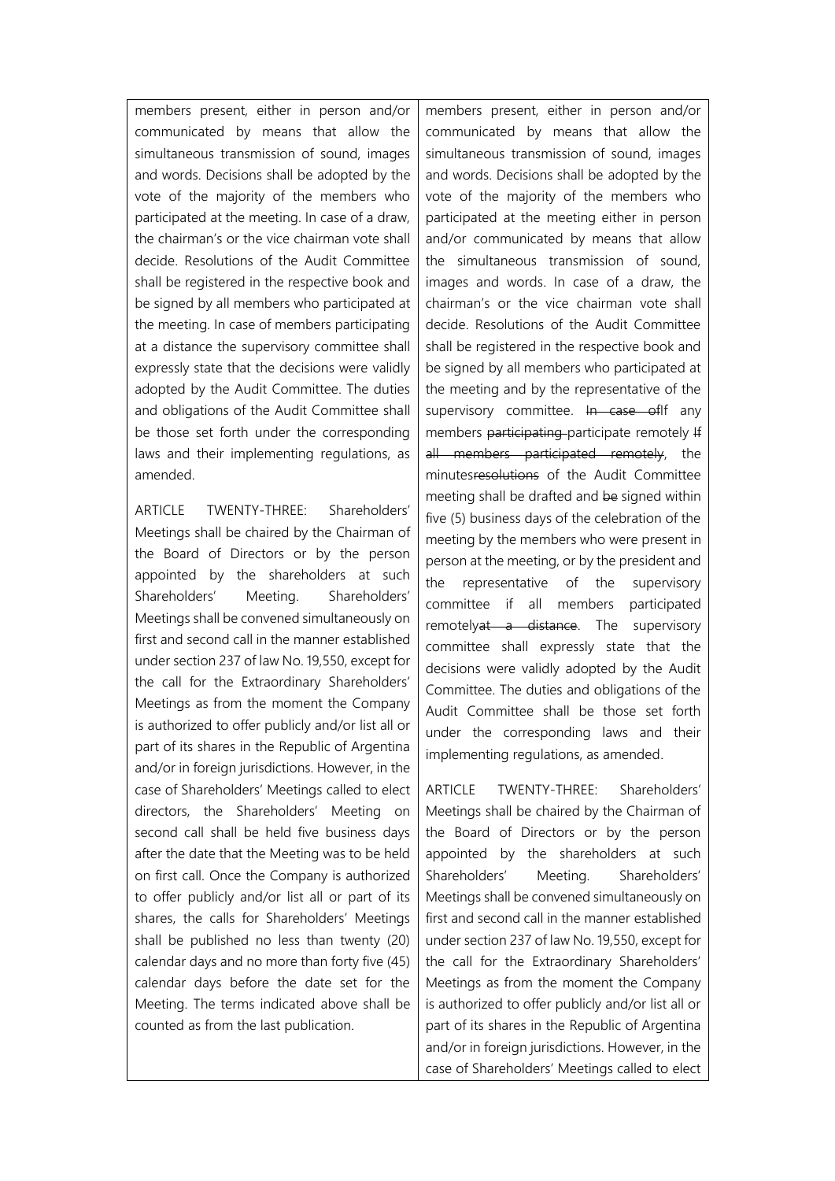| | |
|---|---|
| members present, either in person and/or communicated by means that allow the simultaneous transmission of sound, images and words. Decisions shall be adopted by the vote of the majority of the members who participated at the meeting. In case of a draw, the chairman's or the vice chairman vote shall decide. Resolutions of the Audit Committee shall be registered in the respective book and be signed by all members who participated at the meeting. In case of members participating at a distance the supervisory committee shall expressly state that the decisions were validly adopted by the Audit Committee. The duties and obligations of the Audit Committee shall be those set forth under the corresponding laws and their implementing regulations, as amended.<br><br>ARTICLE TWENTY-THREE: Shareholders' Meetings shall be chaired by the Chairman of the Board of Directors or by the person appointed by the shareholders at such Shareholders' Meeting. Shareholders' Meetings shall be convened simultaneously on first and second call in the manner established under section 237 of law No. 19,550, except for the call for the Extraordinary Shareholders' Meetings as from the moment the Company is authorized to offer publicly and/or list all or part of its shares in the Republic of Argentina and/or in foreign jurisdictions. However, in the case of Shareholders' Meetings called to elect directors, the Shareholders' Meeting on second call shall be held five business days after the date that the Meeting was to be held on first call. Once the Company is authorized to offer publicly and/or list all or part of its shares, the calls for Shareholders' Meetings shall be published no less than twenty (20) calendar days and no more than forty five (45) calendar days before the date set for the Meeting. The terms indicated above shall be counted as from the last publication. | members present, either in person and/or communicated by means that allow the simultaneous transmission of sound, images and words. Decisions shall be adopted by the vote of the majority of the members who participated at the meeting either in person and/or communicated by means that allow the simultaneous transmission of sound, images and words. In case of a draw, the chairman's or the vice chairman vote shall decide. Resolutions of the Audit Committee shall be registered in the respective book and be signed by all members who participated at the meeting and by the representative of the supervisory committee. ~~In case of~~If any members ~~participating~~ participate remotely ~~If all members participated remotely~~, the minutes~~resolutions~~ of the Audit Committee meeting shall be drafted and ~~be~~ signed within five (5) business days of the celebration of the meeting by the members who were present in person at the meeting, or by the president and the representative of the supervisory committee if all members participated remotely~~at a distance~~. The supervisory committee shall expressly state that the decisions were validly adopted by the Audit Committee. The duties and obligations of the Audit Committee shall be those set forth under the corresponding laws and their implementing regulations, as amended.<br><br>ARTICLE TWENTY-THREE: Shareholders' Meetings shall be chaired by the Chairman of the Board of Directors or by the person appointed by the shareholders at such Shareholders' Meeting. Shareholders' Meetings shall be convened simultaneously on first and second call in the manner established under section 237 of law No. 19,550, except for the call for the Extraordinary Shareholders' Meetings as from the moment the Company is authorized to offer publicly and/or list all or part of its shares in the Republic of Argentina and/or in foreign jurisdictions. However, in the case of Shareholders' Meetings called to elect |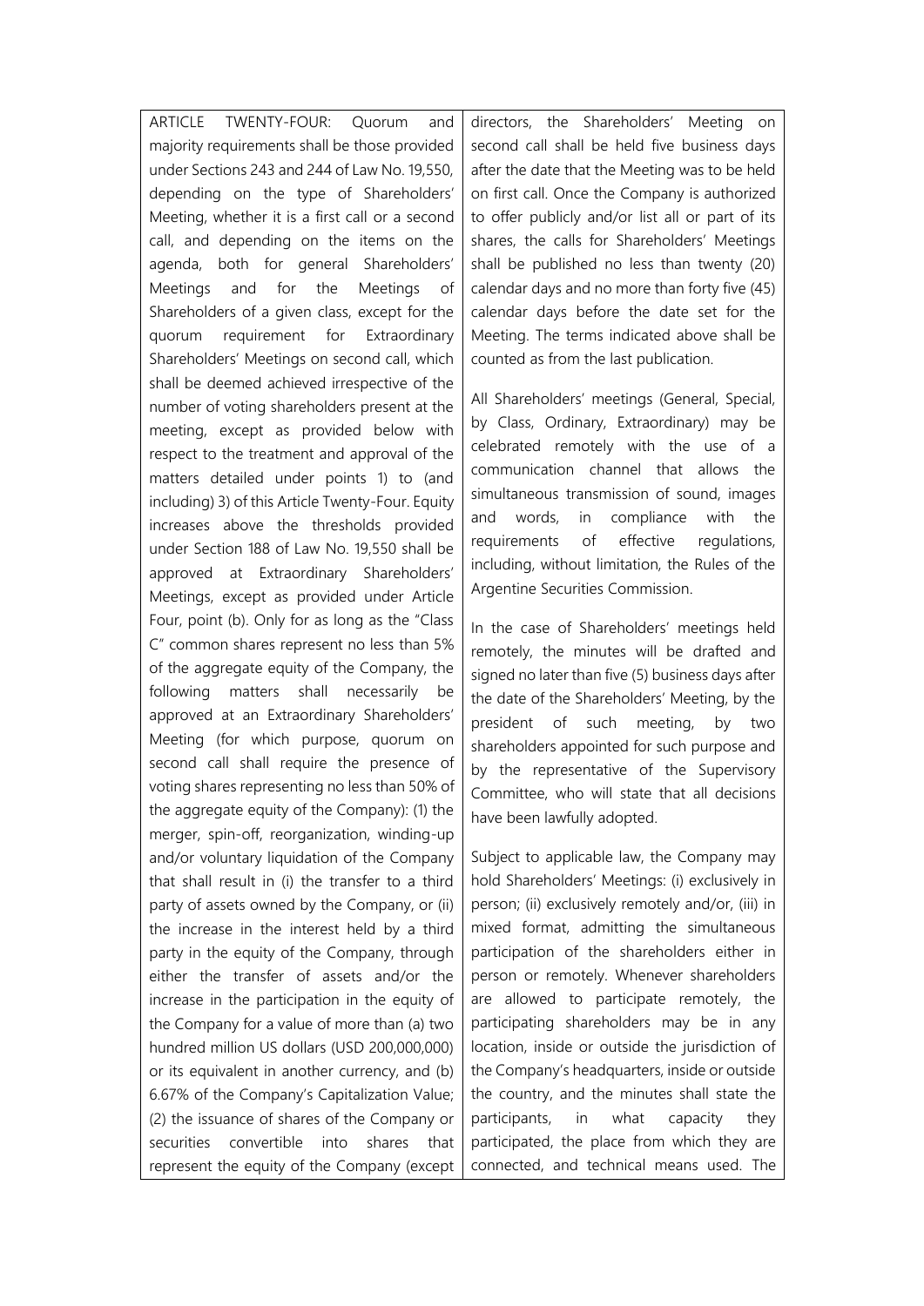ARTICLE TWENTY-FOUR: Quorum and majority requirements shall be those provided under Sections 243 and 244 of Law No. 19,550, depending on the type of Shareholders' Meeting, whether it is a first call or a second call, and depending on the items on the agenda, both for general Shareholders' Meetings and for the Meetings of Shareholders of a given class, except for the quorum requirement for Extraordinary Shareholders' Meetings on second call, which shall be deemed achieved irrespective of the number of voting shareholders present at the meeting, except as provided below with respect to the treatment and approval of the matters detailed under points 1) to (and including) 3) of this Article Twenty-Four. Equity increases above the thresholds provided under Section 188 of Law No. 19,550 shall be approved at Extraordinary Shareholders' Meetings, except as provided under Article Four, point (b). Only for as long as the "Class C" common shares represent no less than 5% of the aggregate equity of the Company, the following matters shall necessarily be approved at an Extraordinary Shareholders' Meeting (for which purpose, quorum on second call shall require the presence of voting shares representing no less than 50% of the aggregate equity of the Company): (1) the merger, spin-off, reorganization, winding-up and/or voluntary liquidation of the Company that shall result in (i) the transfer to a third party of assets owned by the Company, or (ii) the increase in the interest held by a third party in the equity of the Company, through either the transfer of assets and/or the increase in the participation in the equity of the Company for a value of more than (a) two hundred million US dollars (USD 200,000,000) or its equivalent in another currency, and (b) 6.67% of the Company's Capitalization Value; (2) the issuance of shares of the Company or securities convertible into shares that represent the equity of the Company (except

directors, the Shareholders' Meeting on second call shall be held five business days after the date that the Meeting was to be held on first call. Once the Company is authorized to offer publicly and/or list all or part of its shares, the calls for Shareholders' Meetings shall be published no less than twenty (20) calendar days and no more than forty five (45) calendar days before the date set for the Meeting. The terms indicated above shall be counted as from the last publication.

All Shareholders' meetings (General, Special, by Class, Ordinary, Extraordinary) may be celebrated remotely with the use of a communication channel that allows the simultaneous transmission of sound, images and words, in compliance with the requirements of effective regulations, including, without limitation, the Rules of the Argentine Securities Commission.

In the case of Shareholders' meetings held remotely, the minutes will be drafted and signed no later than five (5) business days after the date of the Shareholders' Meeting, by the president of such meeting, by two shareholders appointed for such purpose and by the representative of the Supervisory Committee, who will state that all decisions have been lawfully adopted.

Subject to applicable law, the Company may hold Shareholders' Meetings: (i) exclusively in person; (ii) exclusively remotely and/or, (iii) in mixed format, admitting the simultaneous participation of the shareholders either in person or remotely. Whenever shareholders are allowed to participate remotely, the participating shareholders may be in any location, inside or outside the jurisdiction of the Company's headquarters, inside or outside the country, and the minutes shall state the participants, in what capacity they participated, the place from which they are connected, and technical means used. The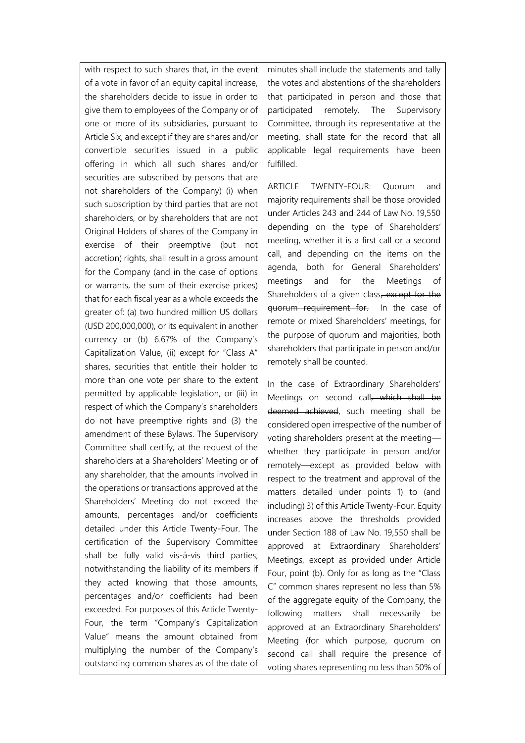with respect to such shares that, in the event of a vote in favor of an equity capital increase, the shareholders decide to issue in order to give them to employees of the Company or of one or more of its subsidiaries, pursuant to Article Six, and except if they are shares and/or convertible securities issued in a public offering in which all such shares and/or securities are subscribed by persons that are not shareholders of the Company) (i) when such subscription by third parties that are not shareholders, or by shareholders that are not Original Holders of shares of the Company in exercise of their preemptive (but not accretion) rights, shall result in a gross amount for the Company (and in the case of options or warrants, the sum of their exercise prices) that for each fiscal year as a whole exceeds the greater of: (a) two hundred million US dollars (USD 200,000,000), or its equivalent in another currency or (b) 6.67% of the Company's Capitalization Value, (ii) except for "Class A" shares, securities that entitle their holder to more than one vote per share to the extent permitted by applicable legislation, or (iii) in respect of which the Company's shareholders do not have preemptive rights and (3) the amendment of these Bylaws. The Supervisory Committee shall certify, at the request of the shareholders at a Shareholders' Meeting or of any shareholder, that the amounts involved in the operations or transactions approved at the Shareholders' Meeting do not exceed the amounts, percentages and/or coefficients detailed under this Article Twenty-Four. The certification of the Supervisory Committee shall be fully valid vis-á-vis third parties, notwithstanding the liability of its members if they acted knowing that those amounts, percentages and/or coefficients had been exceeded. For purposes of this Article Twenty-Four, the term "Company's Capitalization Value" means the amount obtained from multiplying the number of the Company's outstanding common shares as of the date of

minutes shall include the statements and tally the votes and abstentions of the shareholders that participated in person and those that participated remotely. The Supervisory Committee, through its representative at the meeting, shall state for the record that all applicable legal requirements have been fulfilled.

ARTICLE TWENTY-FOUR: Quorum and majority requirements shall be those provided under Articles 243 and 244 of Law No. 19,550 depending on the type of Shareholders' meeting, whether it is a first call or a second call, and depending on the items on the agenda, both for General Shareholders' meetings and for the Meetings of Shareholders of a given class~~, except for the quorum requirement for.~~ In the case of remote or mixed Shareholders' meetings, for the purpose of quorum and majorities, both shareholders that participate in person and/or remotely shall be counted.

In the case of Extraordinary Shareholders' Meetings on second call~~, which shall be deemed achieved~~, such meeting shall be considered open irrespective of the number of voting shareholders present at the meeting—whether they participate in person and/or remotely—except as provided below with respect to the treatment and approval of the matters detailed under points 1) to (and including) 3) of this Article Twenty-Four. Equity increases above the thresholds provided under Section 188 of Law No. 19,550 shall be approved at Extraordinary Shareholders' Meetings, except as provided under Article Four, point (b). Only for as long as the "Class C" common shares represent no less than 5% of the aggregate equity of the Company, the following matters shall necessarily be approved at an Extraordinary Shareholders' Meeting (for which purpose, quorum on second call shall require the presence of voting shares representing no less than 50% of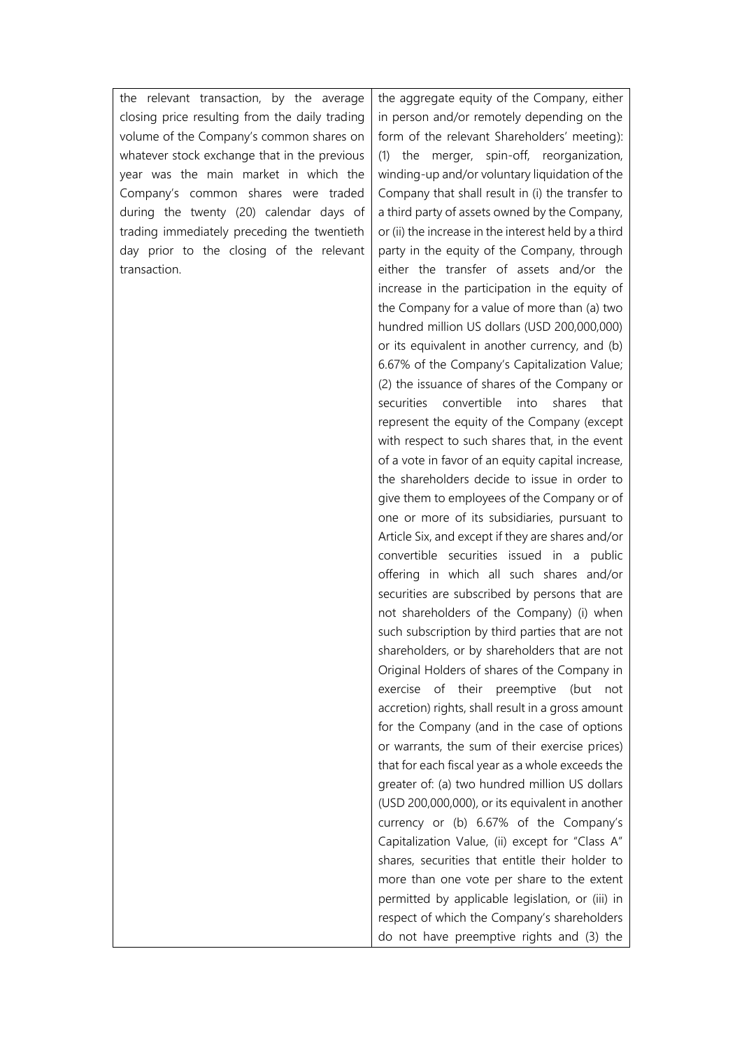| the relevant transaction, by the average closing price resulting from the daily trading volume of the Company's common shares on whatever stock exchange that in the previous year was the main market in which the Company's common shares were traded during the twenty (20) calendar days of trading immediately preceding the twentieth day prior to the closing of the relevant transaction. | the aggregate equity of the Company, either in person and/or remotely depending on the form of the relevant Shareholders' meeting): (1) the merger, spin-off, reorganization, winding-up and/or voluntary liquidation of the Company that shall result in (i) the transfer to a third party of assets owned by the Company, or (ii) the increase in the interest held by a third party in the equity of the Company, through either the transfer of assets and/or the increase in the participation in the equity of the Company for a value of more than (a) two hundred million US dollars (USD 200,000,000) or its equivalent in another currency, and (b) 6.67% of the Company's Capitalization Value; (2) the issuance of shares of the Company or securities convertible into shares that represent the equity of the Company (except with respect to such shares that, in the event of a vote in favor of an equity capital increase, the shareholders decide to issue in order to give them to employees of the Company or of one or more of its subsidiaries, pursuant to Article Six, and except if they are shares and/or convertible securities issued in a public offering in which all such shares and/or securities are subscribed by persons that are not shareholders of the Company) (i) when such subscription by third parties that are not shareholders, or by shareholders that are not Original Holders of shares of the Company in exercise of their preemptive (but not accretion) rights, shall result in a gross amount for the Company (and in the case of options or warrants, the sum of their exercise prices) that for each fiscal year as a whole exceeds the greater of: (a) two hundred million US dollars (USD 200,000,000), or its equivalent in another currency or (b) 6.67% of the Company's Capitalization Value, (ii) except for "Class A" shares, securities that entitle their holder to more than one vote per share to the extent permitted by applicable legislation, or (iii) in respect of which the Company's shareholders do not have preemptive rights and (3) the |
|---|---|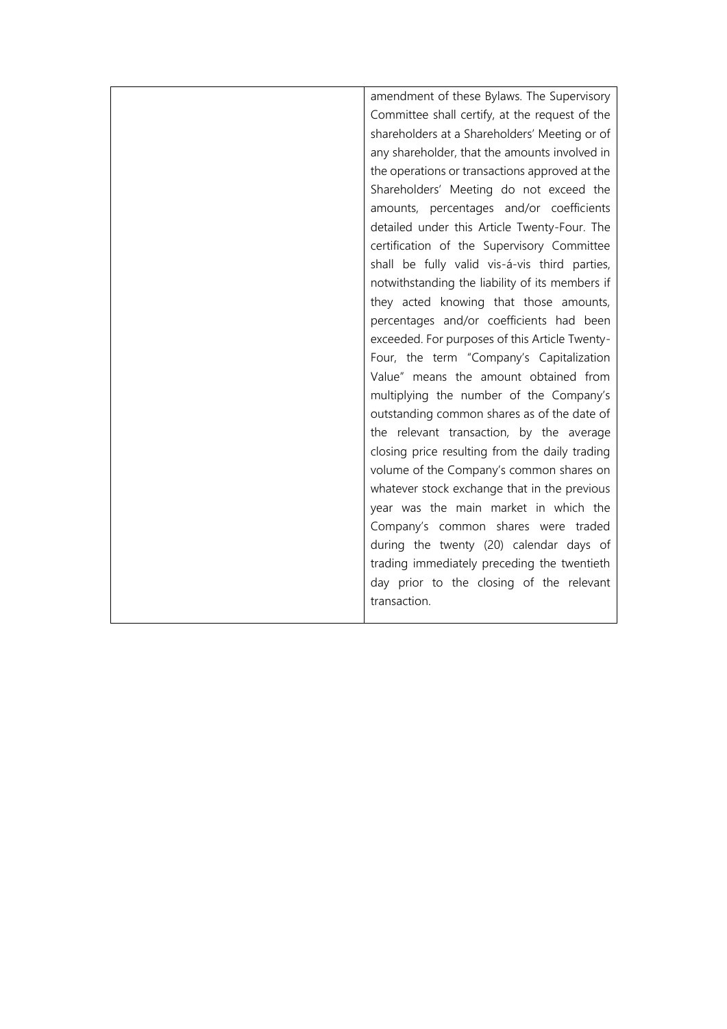| | |
|---|---|
| | amendment of these Bylaws. The Supervisory Committee shall certify, at the request of the shareholders at a Shareholders' Meeting or of any shareholder, that the amounts involved in the operations or transactions approved at the Shareholders' Meeting do not exceed the amounts, percentages and/or coefficients detailed under this Article Twenty-Four. The certification of the Supervisory Committee shall be fully valid vis-á-vis third parties, notwithstanding the liability of its members if they acted knowing that those amounts, percentages and/or coefficients had been exceeded. For purposes of this Article Twenty-Four, the term "Company's Capitalization Value" means the amount obtained from multiplying the number of the Company's outstanding common shares as of the date of the relevant transaction, by the average closing price resulting from the daily trading volume of the Company's common shares on whatever stock exchange that in the previous year was the main market in which the Company's common shares were traded during the twenty (20) calendar days of trading immediately preceding the twentieth day prior to the closing of the relevant transaction. |